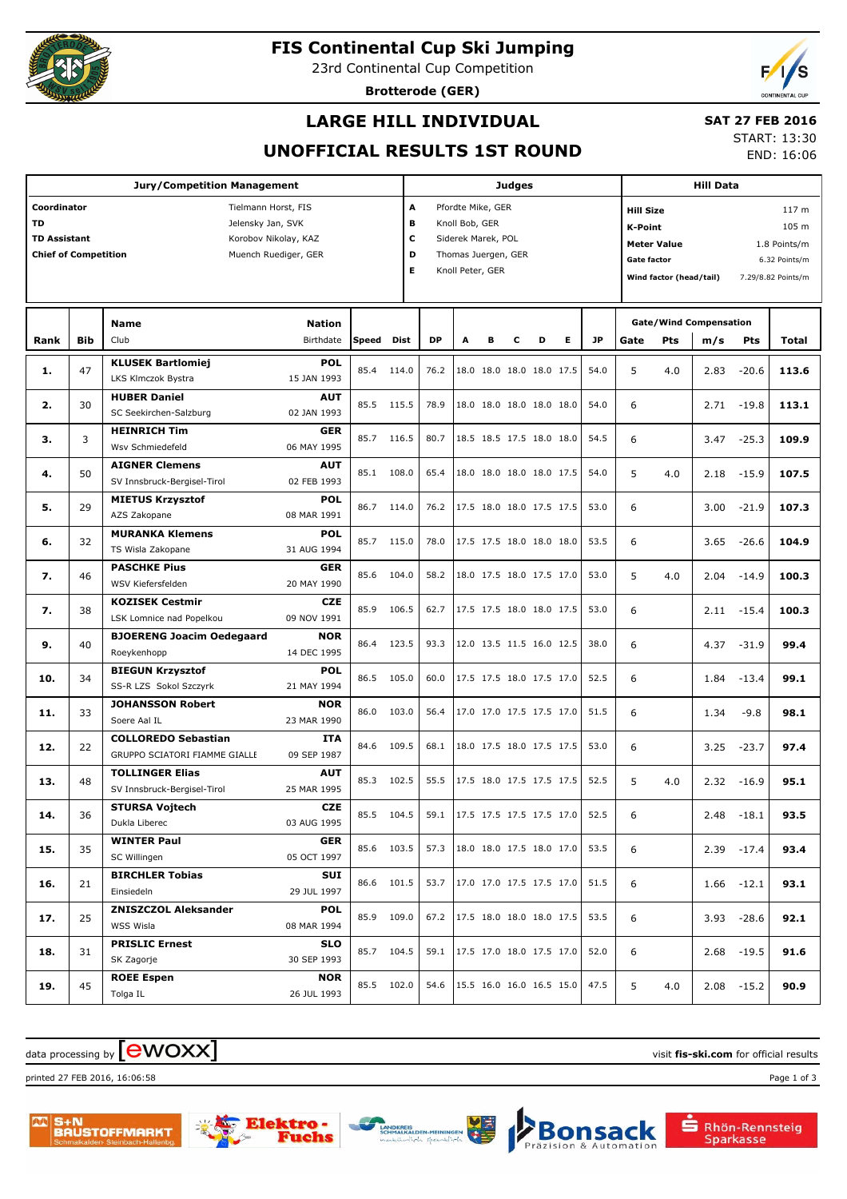# FIS Continental Cup Ski Jumping

23rd Continental Cup Competition

**Brotterode (GER)**

## LARGE HILL INDIVIDUAL

## UNOFFICIAL RESULTS 1ST ROUND

**SAT 27 FEB 2016**

START: 13:30

END: 16:06

| Jury/Competition Management | |
|---|---|
| **Coordinator** | Tielmann Horst, FIS |
| **TD** | Jelensky Jan, SVK |
| **TD Assistant** | Korobov Nikolay, KAZ |
| **Chief of Competition** | Muench Ruediger, GER |

| Judges | |
|---|---|
| **A** | Pfordte Mike, GER |
| **B** | Knoll Bob, GER |
| **C** | Siderek Marek, POL |
| **D** | Thomas Juergen, GER |
| **E** | Knoll Peter, GER |

| Hill Data | |
|---|---|
| **Hill Size** | 117 m |
| **K-Point** | 105 m |
| **Meter Value** | 1.8 Points/m |
| **Gate factor** | 6.32 Points/m |
| **Wind factor (head/tail)** | 7.29/8.82 Points/m |

| Rank | Bib | Name / Club | Nation / Birthdate | Speed | Dist | DP | A | B | C | D | E | JP | Gate | Pts | m/s | Pts | Total |
|---|---|---|---|---|---|---|---|---|---|---|---|---|---|---|---|---|---|
| 1. | 47 | **KLUSEK Bartlomiej** LKS Klmczok Bystra | **POL** 15 JAN 1993 | 85.4 | 114.0 | 76.2 | 18.0 | 18.0 | 18.0 | 18.0 | 17.5 | 54.0 | 5 | 4.0 | 2.83 | -20.6 | **113.6** |
| 2. | 30 | **HUBER Daniel** SC Seekirchen-Salzburg | **AUT** 02 JAN 1993 | 85.5 | 115.5 | 78.9 | 18.0 | 18.0 | 18.0 | 18.0 | 18.0 | 54.0 | 6 | | 2.71 | -19.8 | **113.1** |
| 3. | 3 | **HEINRICH Tim** Wsv Schmiedefeld | **GER** 06 MAY 1995 | 85.7 | 116.5 | 80.7 | 18.5 | 18.5 | 17.5 | 18.0 | 18.0 | 54.5 | 6 | | 3.47 | -25.3 | **109.9** |
| 4. | 50 | **AIGNER Clemens** SV Innsbruck-Bergisel-Tirol | **AUT** 02 FEB 1993 | 85.1 | 108.0 | 65.4 | 18.0 | 18.0 | 18.0 | 18.0 | 17.5 | 54.0 | 5 | 4.0 | 2.18 | -15.9 | **107.5** |
| 5. | 29 | **MIETUS Krzysztof** AZS Zakopane | **POL** 08 MAR 1991 | 86.7 | 114.0 | 76.2 | 17.5 | 18.0 | 18.0 | 17.5 | 17.5 | 53.0 | 6 | | 3.00 | -21.9 | **107.3** |
| 6. | 32 | **MURANKA Klemens** TS Wisla Zakopane | **POL** 31 AUG 1994 | 85.7 | 115.0 | 78.0 | 17.5 | 17.5 | 18.0 | 18.0 | 18.0 | 53.5 | 6 | | 3.65 | -26.6 | **104.9** |
| 7. | 46 | **PASCHKE Pius** WSV Kiefersfelden | **GER** 20 MAY 1990 | 85.6 | 104.0 | 58.2 | 18.0 | 17.5 | 18.0 | 17.5 | 17.0 | 53.0 | 5 | 4.0 | 2.04 | -14.9 | **100.3** |
| 7. | 38 | **KOZISEK Cestmir** LSK Lomnice nad Popelkou | **CZE** 09 NOV 1991 | 85.9 | 106.5 | 62.7 | 17.5 | 17.5 | 18.0 | 18.0 | 17.5 | 53.0 | 6 | | 2.11 | -15.4 | **100.3** |
| 9. | 40 | **BJOERENG Joacim Oedegaard** Roeykenhopp | **NOR** 14 DEC 1995 | 86.4 | 123.5 | 93.3 | 12.0 | 13.5 | 11.5 | 16.0 | 12.5 | 38.0 | 6 | | 4.37 | -31.9 | **99.4** |
| 10. | 34 | **BIEGUN Krzysztof** SS-R LZS Sokol Szczyrk | **POL** 21 MAY 1994 | 86.5 | 105.0 | 60.0 | 17.5 | 17.5 | 18.0 | 17.5 | 17.0 | 52.5 | 6 | | 1.84 | -13.4 | **99.1** |
| 11. | 33 | **JOHANSSON Robert** Soere Aal IL | **NOR** 23 MAR 1990 | 86.0 | 103.0 | 56.4 | 17.0 | 17.0 | 17.5 | 17.5 | 17.0 | 51.5 | 6 | | 1.34 | -9.8 | **98.1** |
| 12. | 22 | **COLLOREDO Sebastian** GRUPPO SCIATORI FIAMME GIALLE | **ITA** 09 SEP 1987 | 84.6 | 109.5 | 68.1 | 18.0 | 17.5 | 18.0 | 17.5 | 17.5 | 53.0 | 6 | | 3.25 | -23.7 | **97.4** |
| 13. | 48 | **TOLLINGER Elias** SV Innsbruck-Bergisel-Tirol | **AUT** 25 MAR 1995 | 85.3 | 102.5 | 55.5 | 17.5 | 18.0 | 17.5 | 17.5 | 17.5 | 52.5 | 5 | 4.0 | 2.32 | -16.9 | **95.1** |
| 14. | 36 | **STURSA Vojtech** Dukla Liberec | **CZE** 03 AUG 1995 | 85.5 | 104.5 | 59.1 | 17.5 | 17.5 | 17.5 | 17.5 | 17.0 | 52.5 | 6 | | 2.48 | -18.1 | **93.5** |
| 15. | 35 | **WINTER Paul** SC Willingen | **GER** 05 OCT 1997 | 85.6 | 103.5 | 57.3 | 18.0 | 18.0 | 17.5 | 18.0 | 17.0 | 53.5 | 6 | | 2.39 | -17.4 | **93.4** |
| 16. | 21 | **BIRCHLER Tobias** Einsiedeln | **SUI** 29 JUL 1997 | 86.6 | 101.5 | 53.7 | 17.0 | 17.0 | 17.5 | 17.5 | 17.0 | 51.5 | 6 | | 1.66 | -12.1 | **93.1** |
| 17. | 25 | **ZNISZCZOL Aleksander** WSS Wisla | **POL** 08 MAR 1994 | 85.9 | 109.0 | 67.2 | 17.5 | 18.0 | 18.0 | 18.0 | 17.5 | 53.5 | 6 | | 3.93 | -28.6 | **92.1** |
| 18. | 31 | **PRISLIC Ernest** SK Zagorje | **SLO** 30 SEP 1993 | 85.7 | 104.5 | 59.1 | 17.5 | 17.0 | 18.0 | 17.5 | 17.0 | 52.0 | 6 | | 2.68 | -19.5 | **91.6** |
| 19. | 45 | **ROEE Espen** Tolga IL | **NOR** 26 JUL 1993 | 85.5 | 102.0 | 54.6 | 15.5 | 16.0 | 16.0 | 16.5 | 15.0 | 47.5 | 5 | 4.0 | 2.08 | -15.2 | **90.9** |

data processing by ewoxx — visit **fis-ski.com** for official results

printed 27 FEB 2016, 16:06:58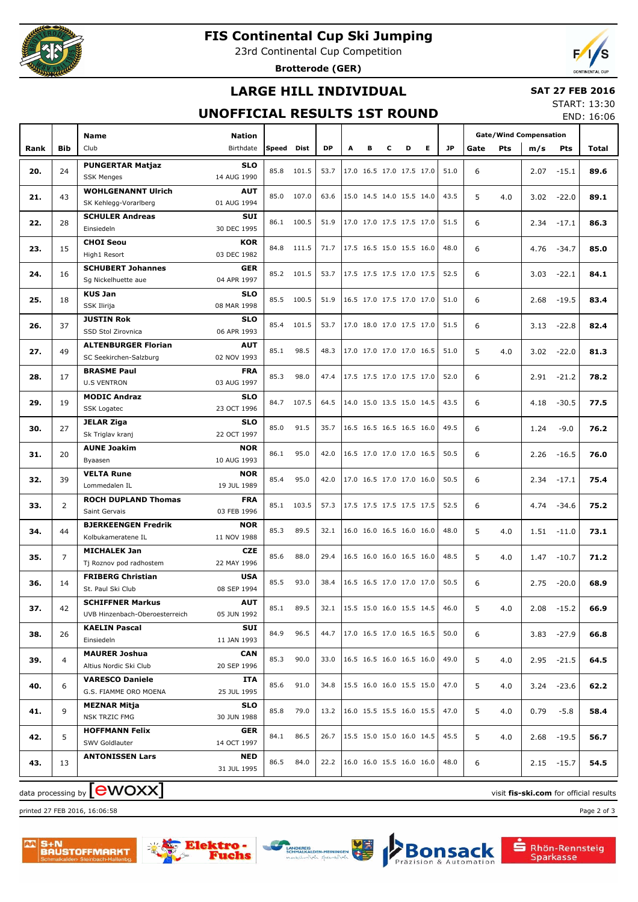# FIS Continental Cup Ski Jumping

23rd Continental Cup Competition

**Brotterode (GER)**

## LARGE HILL INDIVIDUAL

**SAT 27 FEB 2016**

START: 13:30

## UNOFFICIAL RESULTS 1ST ROUND

END: 16:06

| Rank | Bib | Name / Club | Nation / Birthdate | Speed | Dist | DP | A | B | C | D | E | JP | Gate | Pts | m/s | Pts | Total |
|---|---|---|---|---|---|---|---|---|---|---|---|---|---|---|---|---|---|
| 20. | 24 | **PUNGERTAR Matjaz** SSK Menges | **SLO** 14 AUG 1990 | 85.8 | 101.5 | 53.7 | 17.0 | 16.5 | 17.0 | 17.5 | 17.0 | 51.0 | 6 | | 2.07 | -15.1 | **89.6** |
| 21. | 43 | **WOHLGENANNT Ulrich** SK Kehlegg-Vorarlberg | **AUT** 01 AUG 1994 | 85.0 | 107.0 | 63.6 | 15.0 | 14.5 | 14.0 | 15.5 | 14.0 | 43.5 | 5 | 4.0 | 3.02 | -22.0 | **89.1** |
| 22. | 28 | **SCHULER Andreas** Einsiedeln | **SUI** 30 DEC 1995 | 86.1 | 100.5 | 51.9 | 17.0 | 17.0 | 17.5 | 17.5 | 17.0 | 51.5 | 6 | | 2.34 | -17.1 | **86.3** |
| 23. | 15 | **CHOI Seou** High1 Resort | **KOR** 03 DEC 1982 | 84.8 | 111.5 | 71.7 | 17.5 | 16.5 | 15.0 | 15.5 | 16.0 | 48.0 | 6 | | 4.76 | -34.7 | **85.0** |
| 24. | 16 | **SCHUBERT Johannes** Sg Nickelhuette aue | **GER** 04 APR 1997 | 85.2 | 101.5 | 53.7 | 17.5 | 17.5 | 17.5 | 17.0 | 17.5 | 52.5 | 6 | | 3.03 | -22.1 | **84.1** |
| 25. | 18 | **KUS Jan** SSK Ilirija | **SLO** 08 MAR 1998 | 85.5 | 100.5 | 51.9 | 16.5 | 17.0 | 17.5 | 17.0 | 17.0 | 51.0 | 6 | | 2.68 | -19.5 | **83.4** |
| 26. | 37 | **JUSTIN Rok** SSD Stol Zirovnica | **SLO** 06 APR 1993 | 85.4 | 101.5 | 53.7 | 17.0 | 18.0 | 17.0 | 17.5 | 17.0 | 51.5 | 6 | | 3.13 | -22.8 | **82.4** |
| 27. | 49 | **ALTENBURGER Florian** SC Seekirchen-Salzburg | **AUT** 02 NOV 1993 | 85.1 | 98.5 | 48.3 | 17.0 | 17.0 | 17.0 | 17.0 | 16.5 | 51.0 | 5 | 4.0 | 3.02 | -22.0 | **81.3** |
| 28. | 17 | **BRASME Paul** U.S VENTRON | **FRA** 03 AUG 1997 | 85.3 | 98.0 | 47.4 | 17.5 | 17.5 | 17.0 | 17.5 | 17.0 | 52.0 | 6 | | 2.91 | -21.2 | **78.2** |
| 29. | 19 | **MODIC Andraz** SSK Logatec | **SLO** 23 OCT 1996 | 84.7 | 107.5 | 64.5 | 14.0 | 15.0 | 13.5 | 15.0 | 14.5 | 43.5 | 6 | | 4.18 | -30.5 | **77.5** |
| 30. | 27 | **JELAR Ziga** Sk Triglav kranj | **SLO** 22 OCT 1997 | 85.0 | 91.5 | 35.7 | 16.5 | 16.5 | 16.5 | 16.5 | 16.0 | 49.5 | 6 | | 1.24 | -9.0 | **76.2** |
| 31. | 20 | **AUNE Joakim** Byaasen | **NOR** 10 AUG 1993 | 86.1 | 95.0 | 42.0 | 16.5 | 17.0 | 17.0 | 17.0 | 16.5 | 50.5 | 6 | | 2.26 | -16.5 | **76.0** |
| 32. | 39 | **VELTA Rune** Lommedalen IL | **NOR** 19 JUL 1989 | 85.4 | 95.0 | 42.0 | 17.0 | 16.5 | 17.0 | 17.0 | 16.0 | 50.5 | 6 | | 2.34 | -17.1 | **75.4** |
| 33. | 2 | **ROCH DUPLAND Thomas** Saint Gervais | **FRA** 03 FEB 1996 | 85.1 | 103.5 | 57.3 | 17.5 | 17.5 | 17.5 | 17.5 | 17.5 | 52.5 | 6 | | 4.74 | -34.6 | **75.2** |
| 34. | 44 | **BJERKEENGEN Fredrik** Kolbukameratene IL | **NOR** 11 NOV 1988 | 85.3 | 89.5 | 32.1 | 16.0 | 16.0 | 16.5 | 16.0 | 16.0 | 48.0 | 5 | 4.0 | 1.51 | -11.0 | **73.1** |
| 35. | 7 | **MICHALEK Jan** Tj Roznov pod radhostem | **CZE** 22 MAY 1996 | 85.6 | 88.0 | 29.4 | 16.5 | 16.0 | 16.0 | 16.5 | 16.0 | 48.5 | 5 | 4.0 | 1.47 | -10.7 | **71.2** |
| 36. | 14 | **FRIBERG Christian** St. Paul Ski Club | **USA** 08 SEP 1994 | 85.5 | 93.0 | 38.4 | 16.5 | 16.5 | 17.0 | 17.0 | 17.0 | 50.5 | 6 | | 2.75 | -20.0 | **68.9** |
| 37. | 42 | **SCHIFFNER Markus** UVB Hinzenbach-Oberoesterreich | **AUT** 05 JUN 1992 | 85.1 | 89.5 | 32.1 | 15.5 | 15.0 | 16.0 | 15.5 | 14.5 | 46.0 | 5 | 4.0 | 2.08 | -15.2 | **66.9** |
| 38. | 26 | **KAELIN Pascal** Einsiedeln | **SUI** 11 JAN 1993 | 84.9 | 96.5 | 44.7 | 17.0 | 16.5 | 17.0 | 16.5 | 16.5 | 50.0 | 6 | | 3.83 | -27.9 | **66.8** |
| 39. | 4 | **MAURER Joshua** Altius Nordic Ski Club | **CAN** 20 SEP 1996 | 85.3 | 90.0 | 33.0 | 16.5 | 16.5 | 16.0 | 16.5 | 16.0 | 49.0 | 5 | 4.0 | 2.95 | -21.5 | **64.5** |
| 40. | 6 | **VARESCO Daniele** G.S. FIAMME ORO MOENA | **ITA** 25 JUL 1995 | 85.6 | 91.0 | 34.8 | 15.5 | 16.0 | 16.0 | 15.5 | 15.0 | 47.0 | 5 | 4.0 | 3.24 | -23.6 | **62.2** |
| 41. | 9 | **MEZNAR Mitja** NSK TRZIC FMG | **SLO** 30 JUN 1988 | 85.8 | 79.0 | 13.2 | 16.0 | 15.5 | 15.5 | 16.0 | 15.5 | 47.0 | 5 | 4.0 | 0.79 | -5.8 | **58.4** |
| 42. | 5 | **HOFFMANN Felix** SWV Goldlauter | **GER** 14 OCT 1997 | 84.1 | 86.5 | 26.7 | 15.5 | 15.0 | 15.0 | 16.0 | 14.5 | 45.5 | 5 | 4.0 | 2.68 | -19.5 | **56.7** |
| 43. | 13 | **ANTONISSEN Lars** | **NED** 31 JUL 1995 | 86.5 | 84.0 | 22.2 | 16.0 | 16.0 | 15.5 | 16.0 | 16.0 | 48.0 | 6 | | 2.15 | -15.7 | **54.5** |

data processing by ewoxx — visit **fis-ski.com** for official results

printed 27 FEB 2016, 16:06:58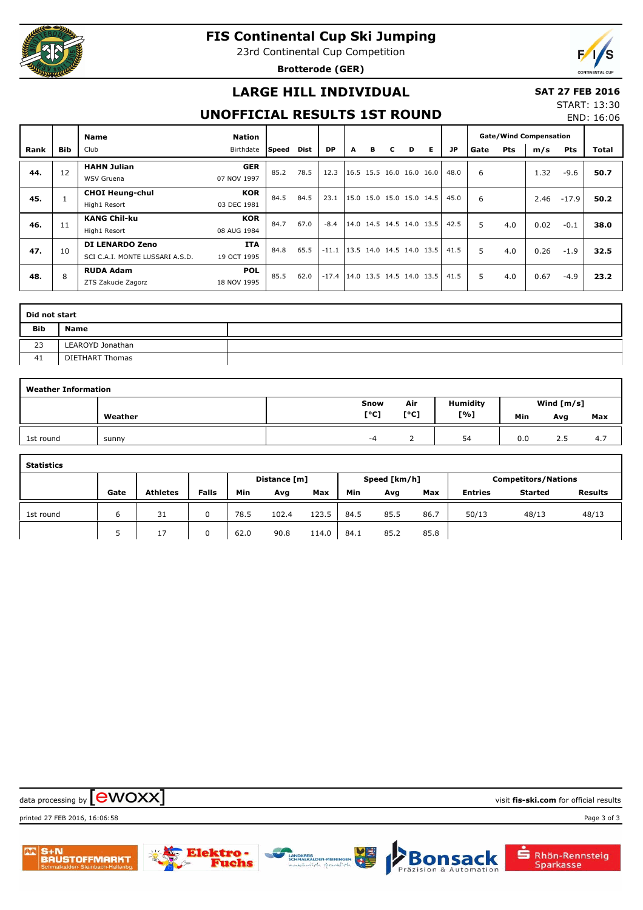# FIS Continental Cup Ski Jumping

23rd Continental Cup Competition

**Brotterode (GER)**

## LARGE HILL INDIVIDUAL

**SAT 27 FEB 2016**

START: 13:30

END: 16:06

## UNOFFICIAL RESULTS 1ST ROUND

| Rank | Bib | Name / Club | Nation / Birthdate | Speed | Dist | DP | A | B | C | D | E | JP | Gate | Pts | m/s | Pts | Total |
|---|---|---|---|---|---|---|---|---|---|---|---|---|---|---|---|---|---|
| 44. | 12 | **HAHN Julian** WSV Gruena | **GER** 07 NOV 1997 | 85.2 | 78.5 | 12.3 | 16.5 | 15.5 | 16.0 | 16.0 | 16.0 | 48.0 | 6 | | 1.32 | -9.6 | **50.7** |
| 45. | 1 | **CHOI Heung-chul** High1 Resort | **KOR** 03 DEC 1981 | 84.5 | 84.5 | 23.1 | 15.0 | 15.0 | 15.0 | 15.0 | 14.5 | 45.0 | 6 | | 2.46 | -17.9 | **50.2** |
| 46. | 11 | **KANG Chil-ku** High1 Resort | **KOR** 08 AUG 1984 | 84.7 | 67.0 | -8.4 | 14.0 | 14.5 | 14.5 | 14.0 | 13.5 | 42.5 | 5 | 4.0 | 0.02 | -0.1 | **38.0** |
| 47. | 10 | **DI LENARDO Zeno** SCI C.A.I. MONTE LUSSARI A.S.D. | **ITA** 19 OCT 1995 | 84.8 | 65.5 | -11.1 | 13.5 | 14.0 | 14.5 | 14.0 | 13.5 | 41.5 | 5 | 4.0 | 0.26 | -1.9 | **32.5** |
| 48. | 8 | **RUDA Adam** ZTS Zakucie Zagorz | **POL** 18 NOV 1995 | 85.5 | 62.0 | -17.4 | 14.0 | 13.5 | 14.5 | 14.0 | 13.5 | 41.5 | 5 | 4.0 | 0.67 | -4.9 | **23.2** |

### Did not start

| Bib | Name |
|---|---|
| 23 | LEAROYD Jonathan |
| 41 | DIETHART Thomas |

### Weather Information

| | Weather | Snow [°C] | Air [°C] | Humidity [%] | Wind [m/s] Min | Avg | Max |
|---|---|---|---|---|---|---|---|
| 1st round | sunny | -4 | 2 | 54 | 0.0 | 2.5 | 4.7 |

### Statistics

| | Gate | Athletes | Falls | Distance [m] Min | Avg | Max | Speed [km/h] Min | Avg | Max | Competitors/Nations Entries | Started | Results |
|---|---|---|---|---|---|---|---|---|---|---|---|---|
| 1st round | 6 | 31 | 0 | 78.5 | 102.4 | 123.5 | 84.5 | 85.5 | 86.7 | 50/13 | 48/13 | 48/13 |
| | 5 | 17 | 0 | 62.0 | 90.8 | 114.0 | 84.1 | 85.2 | 85.8 | | | |

data processing by [ewoxx]

visit **fis-ski.com** for official results

printed 27 FEB 2016, 16:06:58